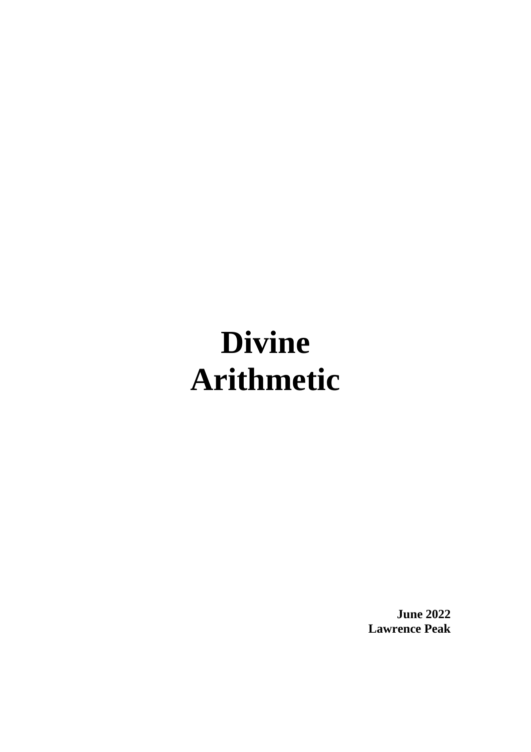# Divine Arithmetic

**June 2022**
**Lawrence Peak**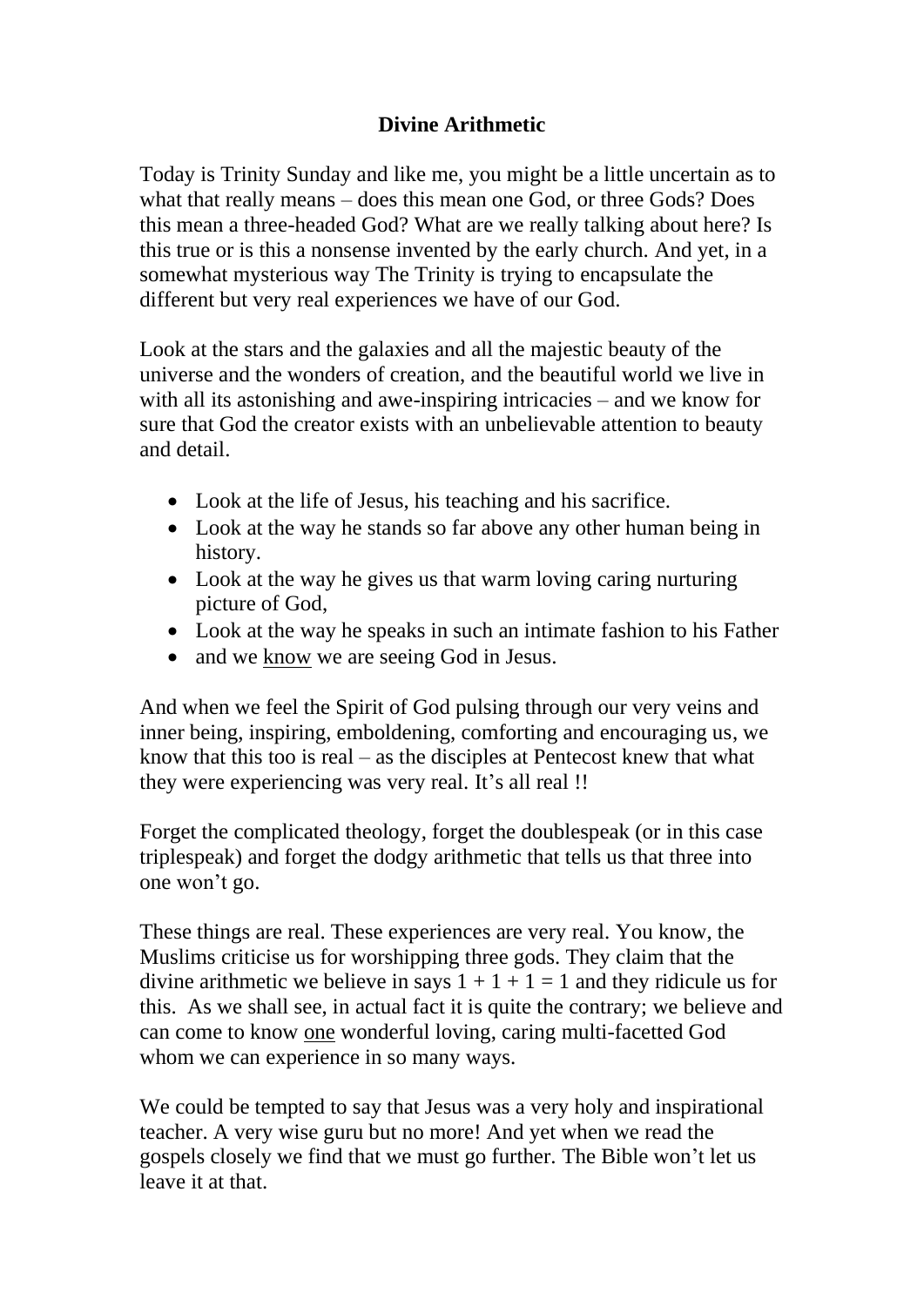**Divine Arithmetic**

Today is Trinity Sunday and like me, you might be a little uncertain as to what that really means – does this mean one God, or three Gods? Does this mean a three-headed God? What are we really talking about here? Is this true or is this a nonsense invented by the early church. And yet, in a somewhat mysterious way The Trinity is trying to encapsulate the different but very real experiences we have of our God.

Look at the stars and the galaxies and all the majestic beauty of the universe and the wonders of creation, and the beautiful world we live in with all its astonishing and awe-inspiring intricacies – and we know for sure that God the creator exists with an unbelievable attention to beauty and detail.

- Look at the life of Jesus, his teaching and his sacrifice.
- Look at the way he stands so far above any other human being in history.
- Look at the way he gives us that warm loving caring nurturing picture of God,
- Look at the way he speaks in such an intimate fashion to his Father
- and we <u>know</u> we are seeing God in Jesus.

And when we feel the Spirit of God pulsing through our very veins and inner being, inspiring, emboldening, comforting and encouraging us, we know that this too is real – as the disciples at Pentecost knew that what they were experiencing was very real. It's all real !!

Forget the complicated theology, forget the doublespeak (or in this case triplespeak) and forget the dodgy arithmetic that tells us that three into one won't go.

These things are real. These experiences are very real. You know, the Muslims criticise us for worshipping three gods. They claim that the divine arithmetic we believe in says $1 + 1 + 1 = 1$ and they ridicule us for this. As we shall see, in actual fact it is quite the contrary; we believe and can come to know <u>one</u> wonderful loving, caring multi-facetted God whom we can experience in so many ways.

We could be tempted to say that Jesus was a very holy and inspirational teacher. A very wise guru but no more! And yet when we read the gospels closely we find that we must go further. The Bible won't let us leave it at that.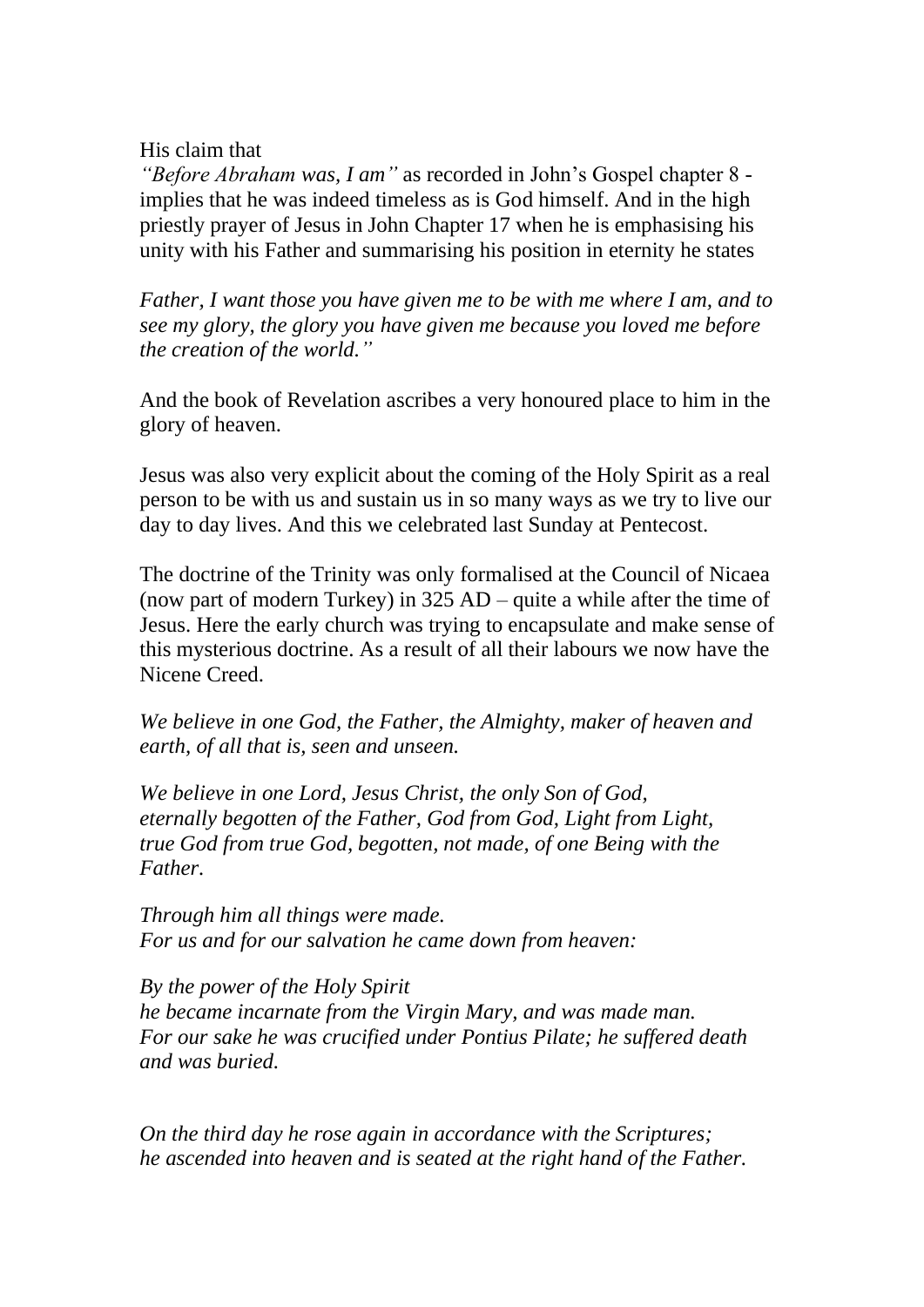His claim that
*"Before Abraham was, I am"* as recorded in John's Gospel chapter 8 - implies that he was indeed timeless as is God himself. And in the high priestly prayer of Jesus in John Chapter 17 when he is emphasising his unity with his Father and summarising his position in eternity he states

*Father, I want those you have given me to be with me where I am, and to see my glory, the glory you have given me because you loved me before the creation of the world."*

And the book of Revelation ascribes a very honoured place to him in the glory of heaven.

Jesus was also very explicit about the coming of the Holy Spirit as a real person to be with us and sustain us in so many ways as we try to live our day to day lives. And this we celebrated last Sunday at Pentecost.

The doctrine of the Trinity was only formalised at the Council of Nicaea (now part of modern Turkey) in 325 AD – quite a while after the time of Jesus. Here the early church was trying to encapsulate and make sense of this mysterious doctrine. As a result of all their labours we now have the Nicene Creed.

*We believe in one God, the Father, the Almighty, maker of heaven and earth, of all that is, seen and unseen.*

*We believe in one Lord, Jesus Christ, the only Son of God,*
*eternally begotten of the Father, God from God, Light from Light,*
*true God from true God, begotten, not made, of one Being with the Father.*

*Through him all things were made.*
*For us and for our salvation he came down from heaven:*

*By the power of the Holy Spirit*
*he became incarnate from the Virgin Mary, and was made man.*
*For our sake he was crucified under Pontius Pilate; he suffered death and was buried.*

*On the third day he rose again in accordance with the Scriptures;*
*he ascended into heaven and is seated at the right hand of the Father.*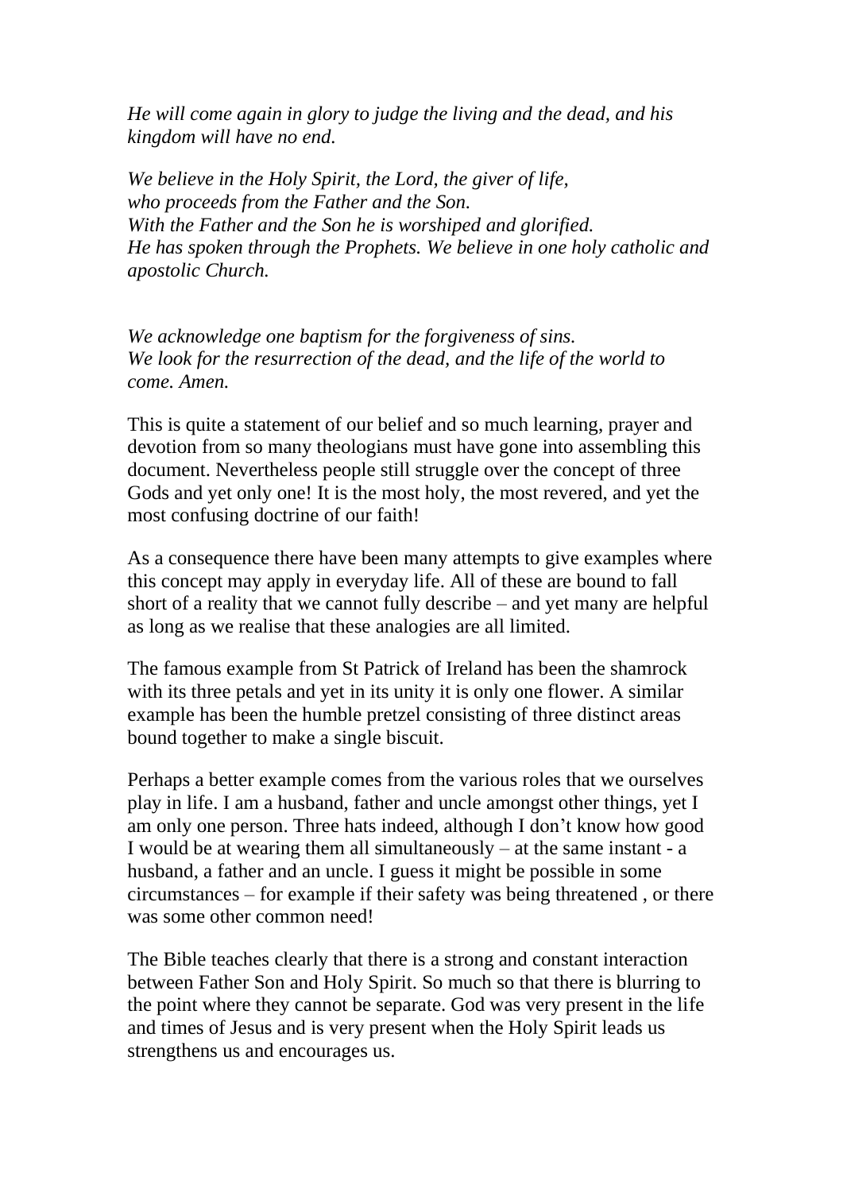*He will come again in glory to judge the living and the dead, and his kingdom will have no end.*

*We believe in the Holy Spirit, the Lord, the giver of life,*
*who proceeds from the Father and the Son.*
*With the Father and the Son he is worshiped and glorified.*
*He has spoken through the Prophets. We believe in one holy catholic and apostolic Church.*

*We acknowledge one baptism for the forgiveness of sins.*
*We look for the resurrection of the dead, and the life of the world to come. Amen.*

This is quite a statement of our belief and so much learning, prayer and devotion from so many theologians must have gone into assembling this document. Nevertheless people still struggle over the concept of three Gods and yet only one! It is the most holy, the most revered, and yet the most confusing doctrine of our faith!

As a consequence there have been many attempts to give examples where this concept may apply in everyday life. All of these are bound to fall short of a reality that we cannot fully describe – and yet many are helpful as long as we realise that these analogies are all limited.

The famous example from St Patrick of Ireland has been the shamrock with its three petals and yet in its unity it is only one flower. A similar example has been the humble pretzel consisting of three distinct areas bound together to make a single biscuit.

Perhaps a better example comes from the various roles that we ourselves play in life. I am a husband, father and uncle amongst other things, yet I am only one person. Three hats indeed, although I don't know how good I would be at wearing them all simultaneously – at the same instant - a husband, a father and an uncle. I guess it might be possible in some circumstances – for example if their safety was being threatened , or there was some other common need!

The Bible teaches clearly that there is a strong and constant interaction between Father Son and Holy Spirit. So much so that there is blurring to the point where they cannot be separate. God was very present in the life and times of Jesus and is very present when the Holy Spirit leads us strengthens us and encourages us.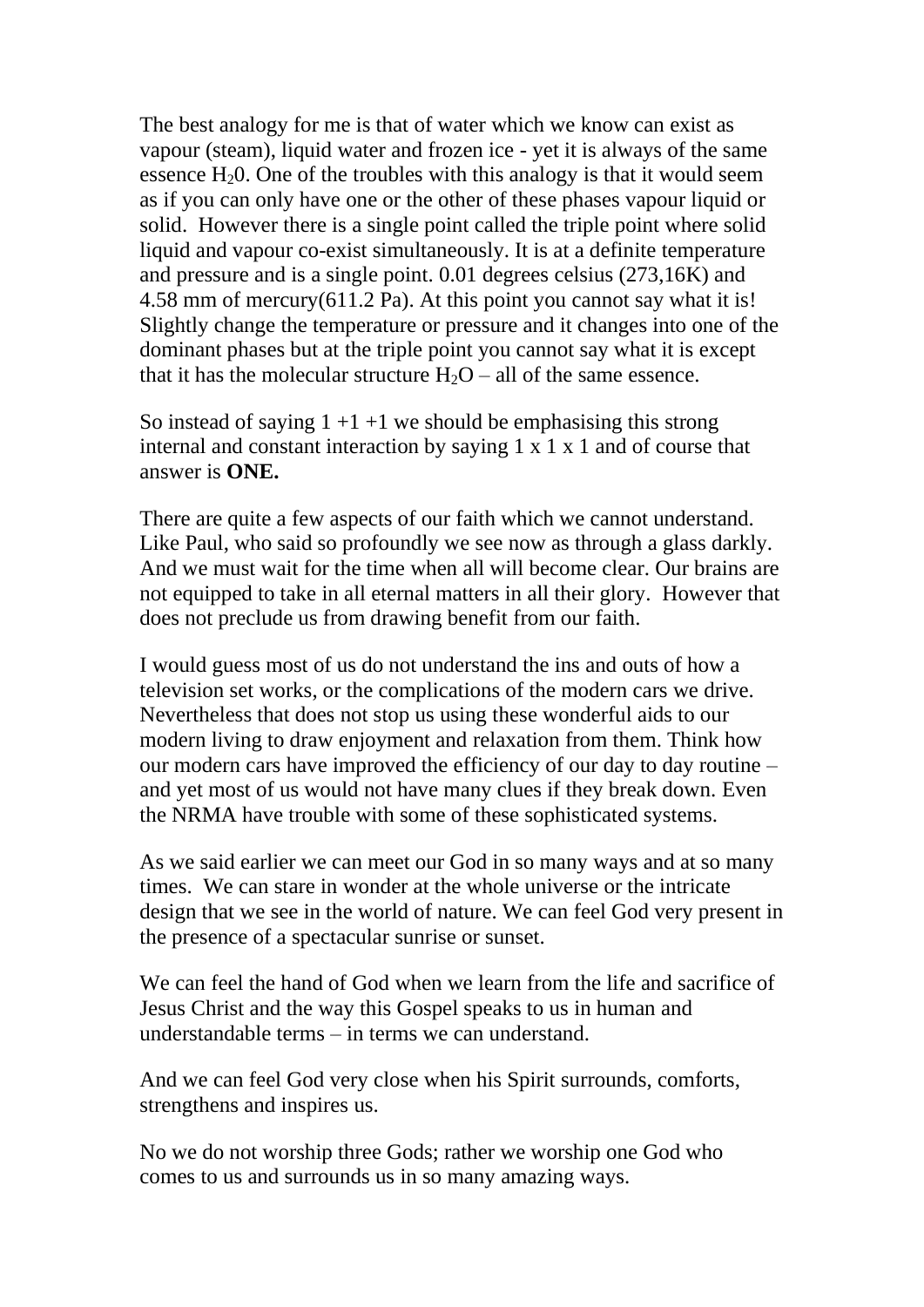The best analogy for me is that of water which we know can exist as vapour (steam), liquid water and frozen ice - yet it is always of the same essence $H_20$. One of the troubles with this analogy is that it would seem as if you can only have one or the other of these phases vapour liquid or solid. However there is a single point called the triple point where solid liquid and vapour co-exist simultaneously. It is at a definite temperature and pressure and is a single point. 0.01 degrees celsius (273,16K) and 4.58 mm of mercury(611.2 Pa). At this point you cannot say what it is! Slightly change the temperature or pressure and it changes into one of the dominant phases but at the triple point you cannot say what it is except that it has the molecular structure $H_2O$ – all of the same essence.

So instead of saying 1 +1 +1 we should be emphasising this strong internal and constant interaction by saying 1 x 1 x 1 and of course that answer is **ONE.**

There are quite a few aspects of our faith which we cannot understand. Like Paul, who said so profoundly we see now as through a glass darkly. And we must wait for the time when all will become clear. Our brains are not equipped to take in all eternal matters in all their glory. However that does not preclude us from drawing benefit from our faith.

I would guess most of us do not understand the ins and outs of how a television set works, or the complications of the modern cars we drive. Nevertheless that does not stop us using these wonderful aids to our modern living to draw enjoyment and relaxation from them. Think how our modern cars have improved the efficiency of our day to day routine – and yet most of us would not have many clues if they break down. Even the NRMA have trouble with some of these sophisticated systems.

As we said earlier we can meet our God in so many ways and at so many times. We can stare in wonder at the whole universe or the intricate design that we see in the world of nature. We can feel God very present in the presence of a spectacular sunrise or sunset.

We can feel the hand of God when we learn from the life and sacrifice of Jesus Christ and the way this Gospel speaks to us in human and understandable terms – in terms we can understand.

And we can feel God very close when his Spirit surrounds, comforts, strengthens and inspires us.

No we do not worship three Gods; rather we worship one God who comes to us and surrounds us in so many amazing ways.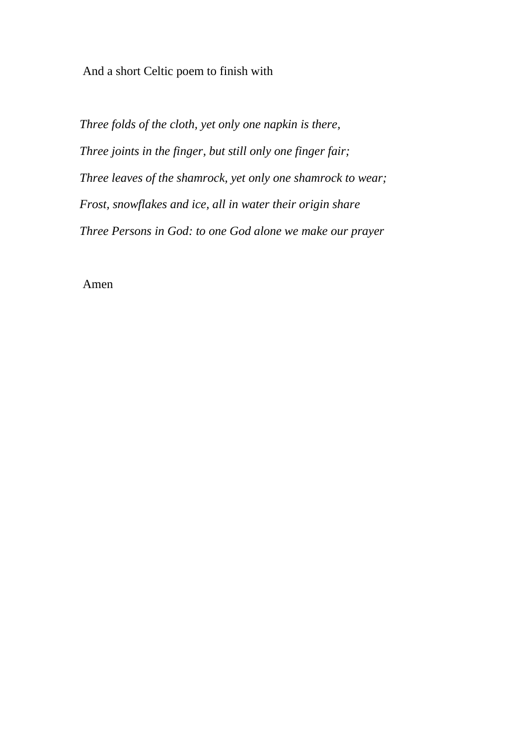And a short Celtic poem to finish with

*Three folds of the cloth, yet only one napkin is there,*

*Three joints in the finger, but still only one finger fair;*

*Three leaves of the shamrock, yet only one shamrock to wear;*

*Frost, snowflakes and ice, all in water their origin share*

*Three Persons in God: to one God alone we make our prayer*

Amen